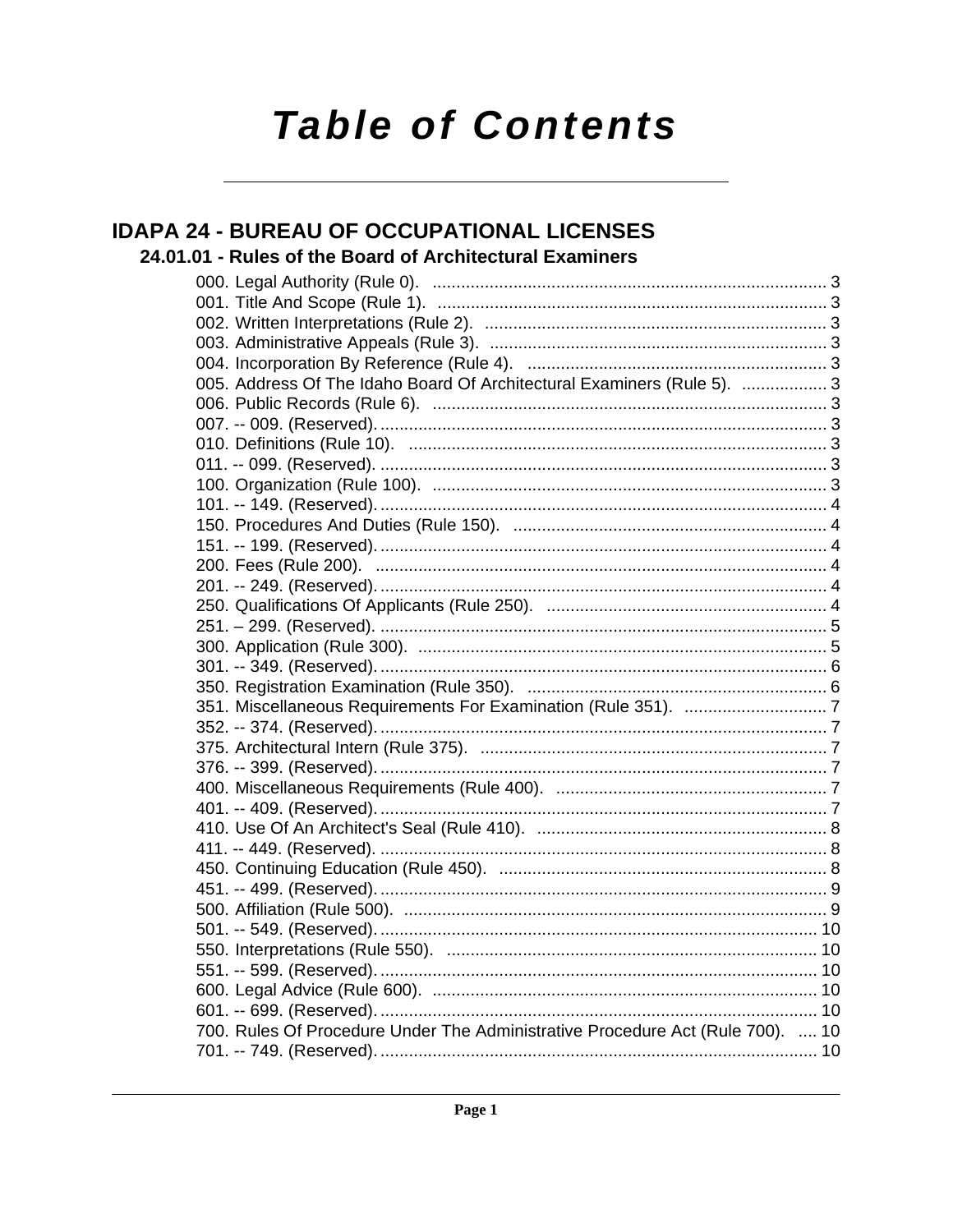# Table of Contents

## IDAPA 24 - BUREAU OF OCCUPATIONAL LICENSES

### 24.01.01 - Rules of the Board of Architectural Examiners

000. Legal Authority (Rule 0). ... 3
001. Title And Scope (Rule 1). ... 3
002. Written Interpretations (Rule 2). ... 3
003. Administrative Appeals (Rule 3). ... 3
004. Incorporation By Reference (Rule 4). ... 3
005. Address Of The Idaho Board Of Architectural Examiners (Rule 5). ... 3
006. Public Records (Rule 6). ... 3
007. -- 009. (Reserved). ... 3
010. Definitions (Rule 10). ... 3
011. -- 099. (Reserved). ... 3
100. Organization (Rule 100). ... 3
101. -- 149. (Reserved). ... 4
150. Procedures And Duties (Rule 150). ... 4
151. -- 199. (Reserved). ... 4
200. Fees (Rule 200). ... 4
201. -- 249. (Reserved). ... 4
250. Qualifications Of Applicants (Rule 250). ... 4
251. – 299. (Reserved). ... 5
300. Application (Rule 300). ... 5
301. -- 349. (Reserved). ... 6
350. Registration Examination (Rule 350). ... 6
351. Miscellaneous Requirements For Examination (Rule 351). ... 7
352. -- 374. (Reserved). ... 7
375. Architectural Intern (Rule 375). ... 7
376. -- 399. (Reserved). ... 7
400. Miscellaneous Requirements (Rule 400). ... 7
401. -- 409. (Reserved). ... 7
410. Use Of An Architect's Seal (Rule 410). ... 8
411. -- 449. (Reserved). ... 8
450. Continuing Education (Rule 450). ... 8
451. -- 499. (Reserved). ... 9
500. Affiliation (Rule 500). ... 9
501. -- 549. (Reserved). ... 10
550. Interpretations (Rule 550). ... 10
551. -- 599. (Reserved). ... 10
600. Legal Advice (Rule 600). ... 10
601. -- 699. (Reserved). ... 10
700. Rules Of Procedure Under The Administrative Procedure Act (Rule 700). ... 10
701. -- 749. (Reserved). ... 10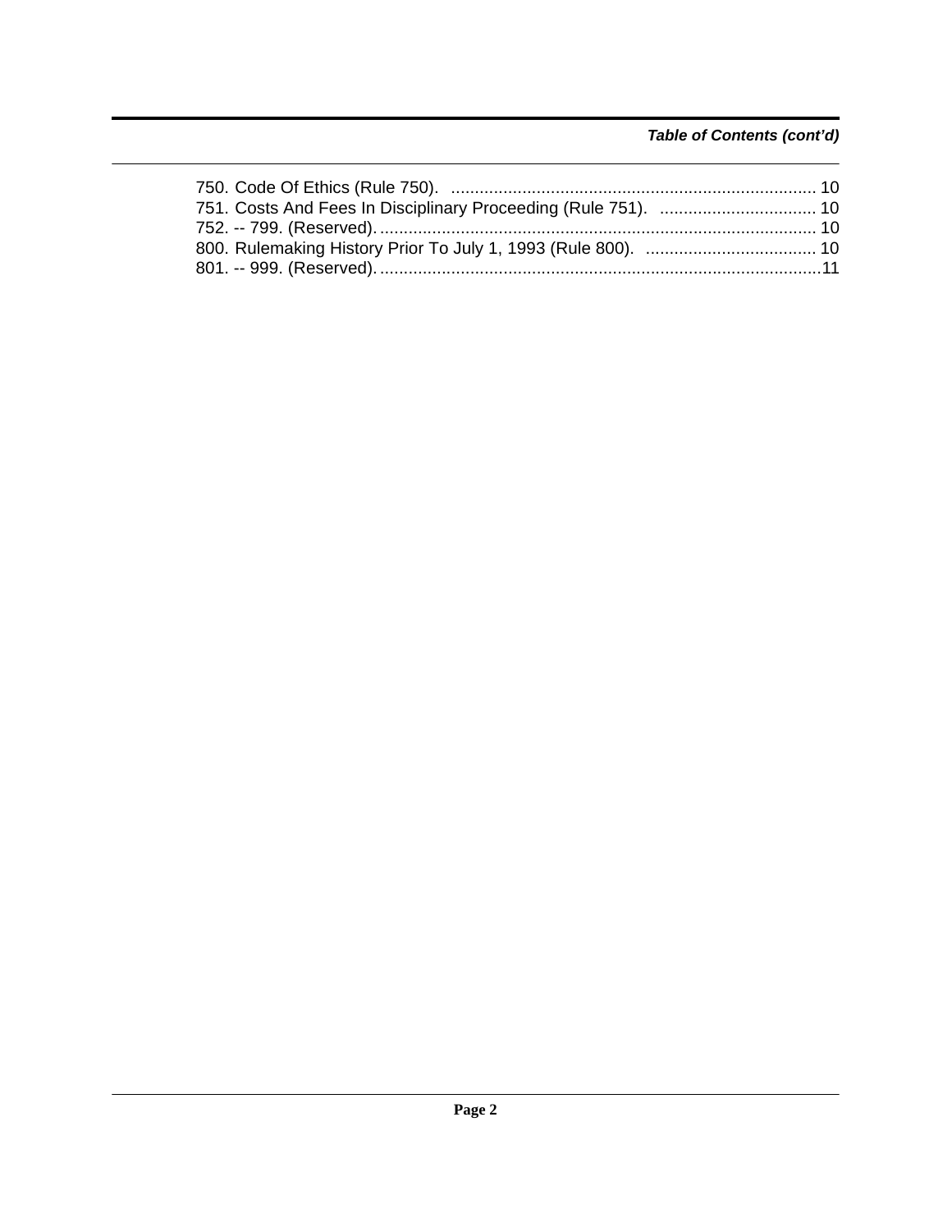*Table of Contents (cont'd)*

750. Code Of Ethics (Rule 750). ............................................................................ 10
751. Costs And Fees In Disciplinary Proceeding (Rule 751). ................................. 10
752. -- 799. (Reserved). ........................................................................................... 10
800. Rulemaking History Prior To July 1, 1993 (Rule 800). .................................... 10
801. -- 999. (Reserved). ............................................................................................ 11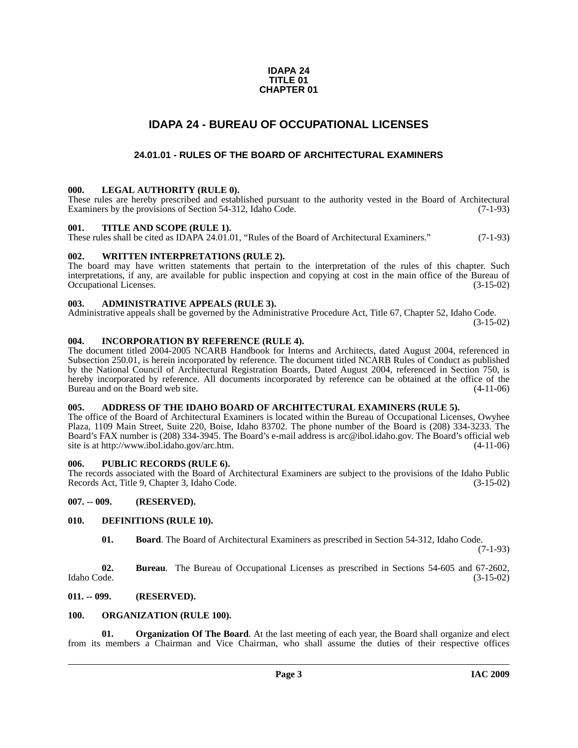**IDAPA 24**
**TITLE 01**
**CHAPTER 01**

# IDAPA 24 - BUREAU OF OCCUPATIONAL LICENSES

## 24.01.01 - RULES OF THE BOARD OF ARCHITECTURAL EXAMINERS

**000. LEGAL AUTHORITY (RULE 0).**
These rules are hereby prescribed and established pursuant to the authority vested in the Board of Architectural Examiners by the provisions of Section 54-312, Idaho Code. (7-1-93)

**001. TITLE AND SCOPE (RULE 1).**
These rules shall be cited as IDAPA 24.01.01, "Rules of the Board of Architectural Examiners." (7-1-93)

**002. WRITTEN INTERPRETATIONS (RULE 2).**
The board may have written statements that pertain to the interpretation of the rules of this chapter. Such interpretations, if any, are available for public inspection and copying at cost in the main office of the Bureau of Occupational Licenses. (3-15-02)

**003. ADMINISTRATIVE APPEALS (RULE 3).**
Administrative appeals shall be governed by the Administrative Procedure Act, Title 67, Chapter 52, Idaho Code. (3-15-02)

**004. INCORPORATION BY REFERENCE (RULE 4).**
The document titled 2004-2005 NCARB Handbook for Interns and Architects, dated August 2004, referenced in Subsection 250.01, is herein incorporated by reference. The document titled NCARB Rules of Conduct as published by the National Council of Architectural Registration Boards, Dated August 2004, referenced in Section 750, is hereby incorporated by reference. All documents incorporated by reference can be obtained at the office of the Bureau and on the Board web site. (4-11-06)

**005. ADDRESS OF THE IDAHO BOARD OF ARCHITECTURAL EXAMINERS (RULE 5).**
The office of the Board of Architectural Examiners is located within the Bureau of Occupational Licenses, Owyhee Plaza, 1109 Main Street, Suite 220, Boise, Idaho 83702. The phone number of the Board is (208) 334-3233. The Board's FAX number is (208) 334-3945. The Board's e-mail address is arc@ibol.idaho.gov. The Board's official web site is at http://www.ibol.idaho.gov/arc.htm. (4-11-06)

**006. PUBLIC RECORDS (RULE 6).**
The records associated with the Board of Architectural Examiners are subject to the provisions of the Idaho Public Records Act, Title 9, Chapter 3, Idaho Code. (3-15-02)

**007. -- 009. (RESERVED).**

**010. DEFINITIONS (RULE 10).**

**01. Board**. The Board of Architectural Examiners as prescribed in Section 54-312, Idaho Code. (7-1-93)

**02. Bureau**. The Bureau of Occupational Licenses as prescribed in Sections 54-605 and 67-2602, Idaho Code. (3-15-02)

**011. -- 099. (RESERVED).**

**100. ORGANIZATION (RULE 100).**

**01. Organization Of The Board**. At the last meeting of each year, the Board shall organize and elect from its members a Chairman and Vice Chairman, who shall assume the duties of their respective offices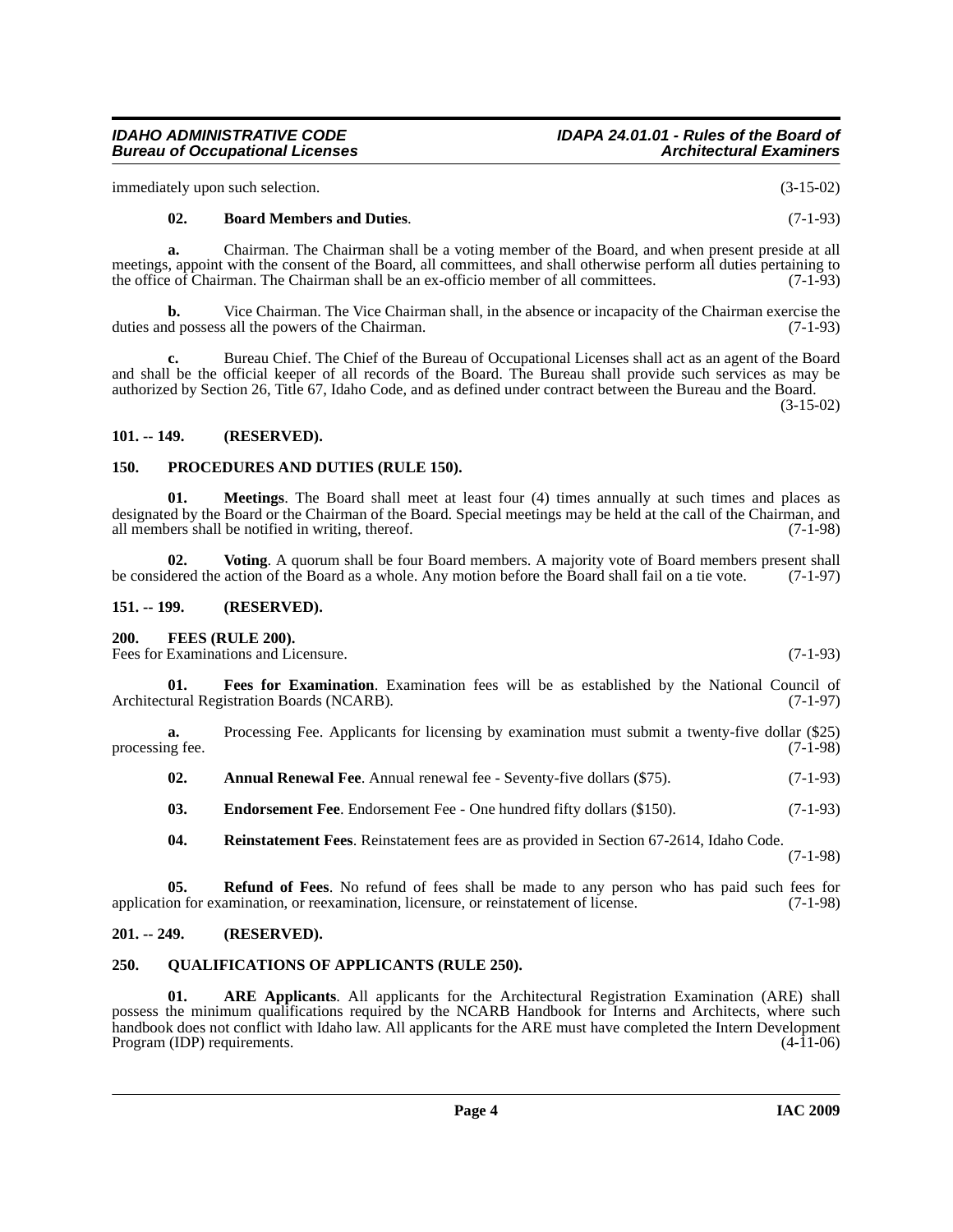immediately upon such selection. (3-15-02)

**02. Board Members and Duties**. (7-1-93)

**a.** Chairman. The Chairman shall be a voting member of the Board, and when present preside at all meetings, appoint with the consent of the Board, all committees, and shall otherwise perform all duties pertaining to the office of Chairman. The Chairman shall be an ex-officio member of all committees. (7-1-93)

**b.** Vice Chairman. The Vice Chairman shall, in the absence or incapacity of the Chairman exercise the duties and possess all the powers of the Chairman. (7-1-93)

**c.** Bureau Chief. The Chief of the Bureau of Occupational Licenses shall act as an agent of the Board and shall be the official keeper of all records of the Board. The Bureau shall provide such services as may be authorized by Section 26, Title 67, Idaho Code, and as defined under contract between the Bureau and the Board. (3-15-02)

## 101. -- 149. (RESERVED).

## 150. PROCEDURES AND DUTIES (RULE 150).

**01. Meetings**. The Board shall meet at least four (4) times annually at such times and places as designated by the Board or the Chairman of the Board. Special meetings may be held at the call of the Chairman, and all members shall be notified in writing, thereof. (7-1-98)

**02. Voting**. A quorum shall be four Board members. A majority vote of Board members present shall be considered the action of the Board as a whole. Any motion before the Board shall fail on a tie vote. (7-1-97)

## 151. -- 199. (RESERVED).

## 200. FEES (RULE 200).

Fees for Examinations and Licensure. (7-1-93)

**01. Fees for Examination**. Examination fees will be as established by the National Council of Architectural Registration Boards (NCARB). (7-1-97)

**a.** Processing Fee. Applicants for licensing by examination must submit a twenty-five dollar ($25) processing fee. (7-1-98)

**02. Annual Renewal Fee**. Annual renewal fee - Seventy-five dollars ($75). (7-1-93)

**03. Endorsement Fee**. Endorsement Fee - One hundred fifty dollars ($150). (7-1-93)

**04. Reinstatement Fees**. Reinstatement fees are as provided in Section 67-2614, Idaho Code. (7-1-98)

**05. Refund of Fees**. No refund of fees shall be made to any person who has paid such fees for application for examination, or reexamination, licensure, or reinstatement of license. (7-1-98)

## 201. -- 249. (RESERVED).

## 250. QUALIFICATIONS OF APPLICANTS (RULE 250).

**01. ARE Applicants**. All applicants for the Architectural Registration Examination (ARE) shall possess the minimum qualifications required by the NCARB Handbook for Interns and Architects, where such handbook does not conflict with Idaho law. All applicants for the ARE must have completed the Intern Development Program (IDP) requirements. (4-11-06)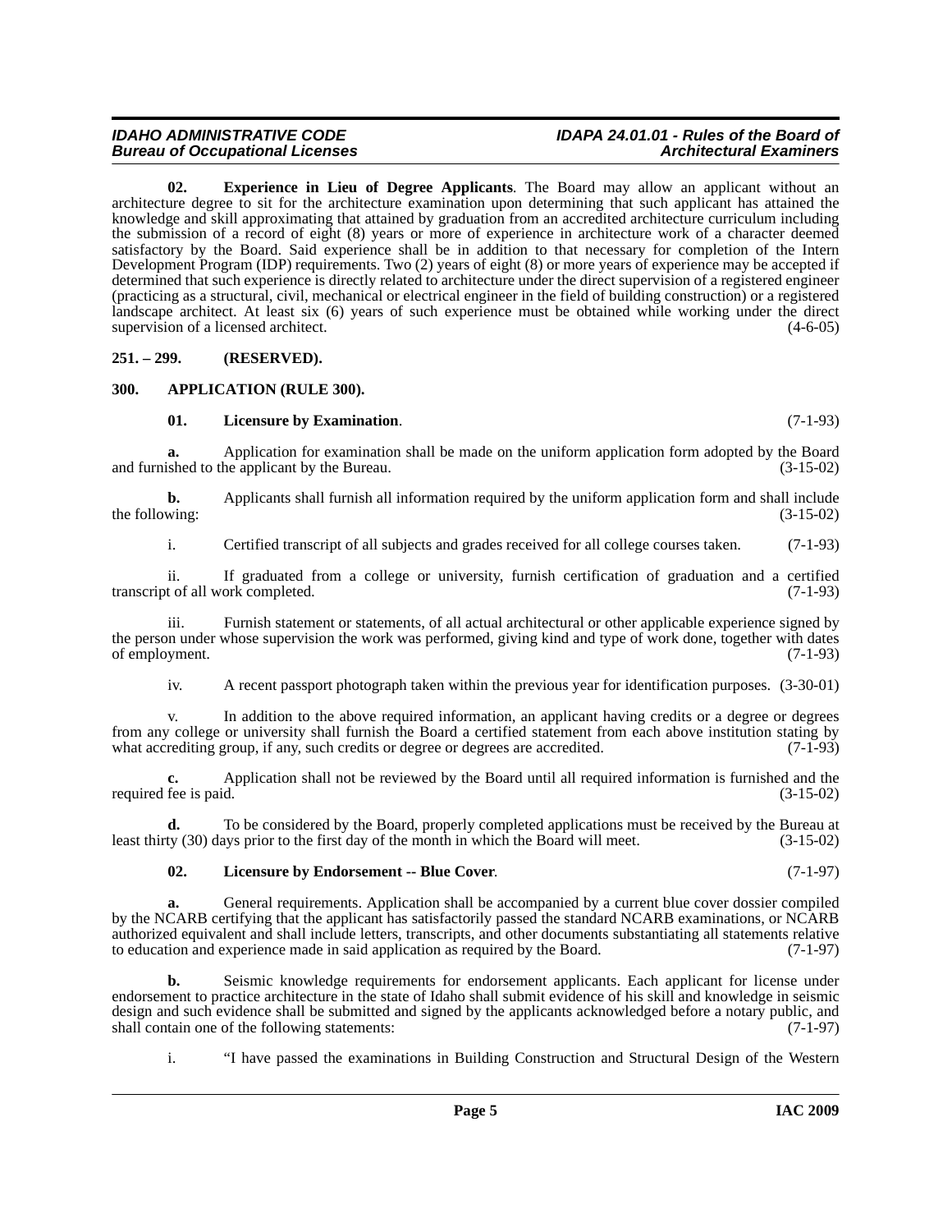**02. Experience in Lieu of Degree Applicants**. The Board may allow an applicant without an architecture degree to sit for the architecture examination upon determining that such applicant has attained the knowledge and skill approximating that attained by graduation from an accredited architecture curriculum including the submission of a record of eight (8) years or more of experience in architecture work of a character deemed satisfactory by the Board. Said experience shall be in addition to that necessary for completion of the Intern Development Program (IDP) requirements. Two (2) years of eight (8) or more years of experience may be accepted if determined that such experience is directly related to architecture under the direct supervision of a registered engineer (practicing as a structural, civil, mechanical or electrical engineer in the field of building construction) or a registered landscape architect. At least six (6) years of such experience must be obtained while working under the direct supervision of a licensed architect. (4-6-05)

## 251. – 299. (RESERVED).

## 300. APPLICATION (RULE 300).

**01. Licensure by Examination**. (7-1-93)

**a.** Application for examination shall be made on the uniform application form adopted by the Board and furnished to the applicant by the Bureau. (3-15-02)

**b.** Applicants shall furnish all information required by the uniform application form and shall include the following: (3-15-02)

i. Certified transcript of all subjects and grades received for all college courses taken. (7-1-93)

ii. If graduated from a college or university, furnish certification of graduation and a certified transcript of all work completed. (7-1-93)

iii. Furnish statement or statements, of all actual architectural or other applicable experience signed by the person under whose supervision the work was performed, giving kind and type of work done, together with dates of employment. (7-1-93)

iv. A recent passport photograph taken within the previous year for identification purposes. (3-30-01)

v. In addition to the above required information, an applicant having credits or a degree or degrees from any college or university shall furnish the Board a certified statement from each above institution stating by what accrediting group, if any, such credits or degree or degrees are accredited. (7-1-93)

**c.** Application shall not be reviewed by the Board until all required information is furnished and the required fee is paid. (3-15-02)

**d.** To be considered by the Board, properly completed applications must be received by the Bureau at least thirty (30) days prior to the first day of the month in which the Board will meet. (3-15-02)

**02. Licensure by Endorsement -- Blue Cover**. (7-1-97)

**a.** General requirements. Application shall be accompanied by a current blue cover dossier compiled by the NCARB certifying that the applicant has satisfactorily passed the standard NCARB examinations, or NCARB authorized equivalent and shall include letters, transcripts, and other documents substantiating all statements relative to education and experience made in said application as required by the Board. (7-1-97)

**b.** Seismic knowledge requirements for endorsement applicants. Each applicant for license under endorsement to practice architecture in the state of Idaho shall submit evidence of his skill and knowledge in seismic design and such evidence shall be submitted and signed by the applicants acknowledged before a notary public, and shall contain one of the following statements: (7-1-97)

i. "I have passed the examinations in Building Construction and Structural Design of the Western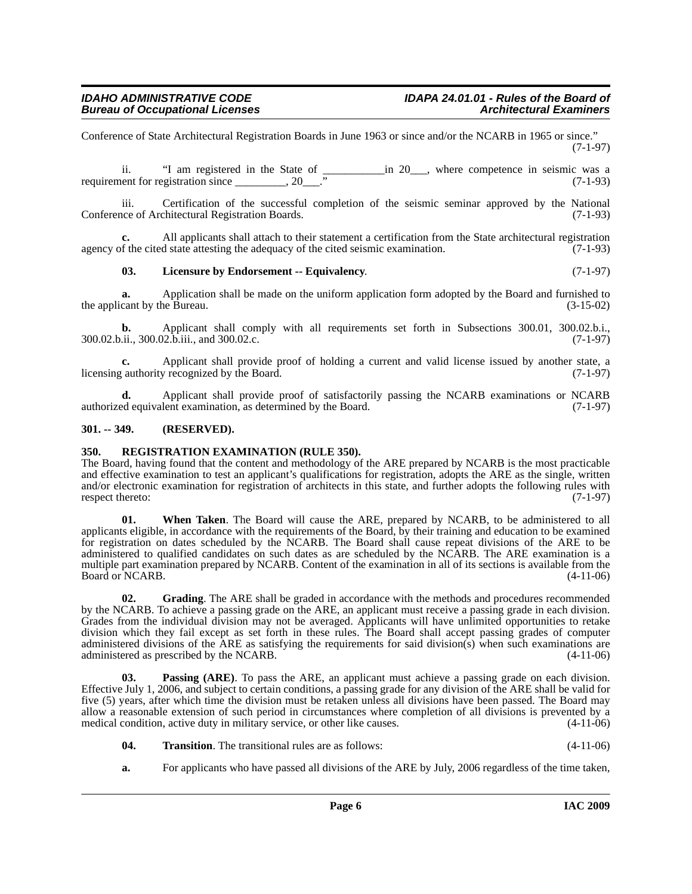Conference of State Architectural Registration Boards in June 1963 or since and/or the NCARB in 1965 or since." (7-1-97)

ii. "I am registered in the State of ___________in 20___, where competence in seismic was a requirement for registration since _________, 20___." (7-1-93)

iii. Certification of the successful completion of the seismic seminar approved by the National Conference of Architectural Registration Boards. (7-1-93)

**c.** All applicants shall attach to their statement a certification from the State architectural registration agency of the cited state attesting the adequacy of the cited seismic examination. (7-1-93)

**03. Licensure by Endorsement -- Equivalency**. (7-1-97)

**a.** Application shall be made on the uniform application form adopted by the Board and furnished to the applicant by the Bureau. (3-15-02)

**b.** Applicant shall comply with all requirements set forth in Subsections 300.01, 300.02.b.i., 300.02.b.ii., 300.02.b.iii., and 300.02.c. (7-1-97)

**c.** Applicant shall provide proof of holding a current and valid license issued by another state, a licensing authority recognized by the Board. (7-1-97)

**d.** Applicant shall provide proof of satisfactorily passing the NCARB examinations or NCARB authorized equivalent examination, as determined by the Board. (7-1-97)

### 301. -- 349. (RESERVED).

### 350. REGISTRATION EXAMINATION (RULE 350).

The Board, having found that the content and methodology of the ARE prepared by NCARB is the most practicable and effective examination to test an applicant's qualifications for registration, adopts the ARE as the single, written and/or electronic examination for registration of architects in this state, and further adopts the following rules with respect thereto: (7-1-97)

**01. When Taken**. The Board will cause the ARE, prepared by NCARB, to be administered to all applicants eligible, in accordance with the requirements of the Board, by their training and education to be examined for registration on dates scheduled by the NCARB. The Board shall cause repeat divisions of the ARE to be administered to qualified candidates on such dates as are scheduled by the NCARB. The ARE examination is a multiple part examination prepared by NCARB. Content of the examination in all of its sections is available from the Board or NCARB. (4-11-06)

**02. Grading**. The ARE shall be graded in accordance with the methods and procedures recommended by the NCARB. To achieve a passing grade on the ARE, an applicant must receive a passing grade in each division. Grades from the individual division may not be averaged. Applicants will have unlimited opportunities to retake division which they fail except as set forth in these rules. The Board shall accept passing grades of computer administered divisions of the ARE as satisfying the requirements for said division(s) when such examinations are administered as prescribed by the NCARB. (4-11-06)

**03. Passing (ARE)**. To pass the ARE, an applicant must achieve a passing grade on each division. Effective July 1, 2006, and subject to certain conditions, a passing grade for any division of the ARE shall be valid for five (5) years, after which time the division must be retaken unless all divisions have been passed. The Board may allow a reasonable extension of such period in circumstances where completion of all divisions is prevented by a medical condition, active duty in military service, or other like causes. (4-11-06)

**04. Transition**. The transitional rules are as follows: (4-11-06)

**a.** For applicants who have passed all divisions of the ARE by July, 2006 regardless of the time taken,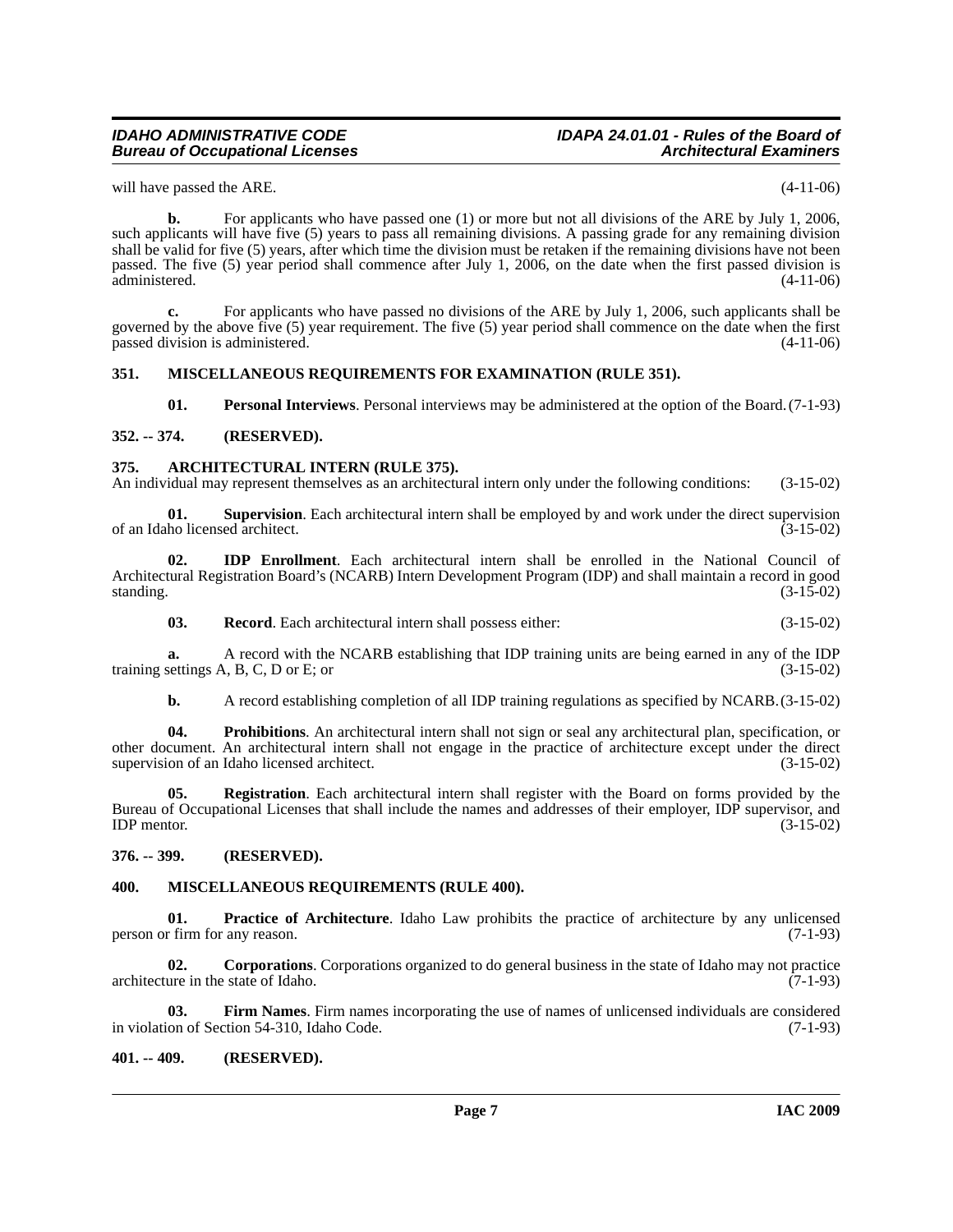will have passed the ARE. (4-11-06)

**b.** For applicants who have passed one (1) or more but not all divisions of the ARE by July 1, 2006, such applicants will have five (5) years to pass all remaining divisions. A passing grade for any remaining division shall be valid for five (5) years, after which time the division must be retaken if the remaining divisions have not been passed. The five (5) year period shall commence after July 1, 2006, on the date when the first passed division is administered. (4-11-06)

**c.** For applicants who have passed no divisions of the ARE by July 1, 2006, such applicants shall be governed by the above five (5) year requirement. The five (5) year period shall commence on the date when the first passed division is administered. (4-11-06)

### 351. MISCELLANEOUS REQUIREMENTS FOR EXAMINATION (RULE 351).

**01. Personal Interviews**. Personal interviews may be administered at the option of the Board. (7-1-93)

### 352. -- 374. (RESERVED).

### 375. ARCHITECTURAL INTERN (RULE 375).

An individual may represent themselves as an architectural intern only under the following conditions: (3-15-02)

**01. Supervision**. Each architectural intern shall be employed by and work under the direct supervision of an Idaho licensed architect. (3-15-02)

**02. IDP Enrollment**. Each architectural intern shall be enrolled in the National Council of Architectural Registration Board's (NCARB) Intern Development Program (IDP) and shall maintain a record in good standing. (3-15-02)

**03. Record**. Each architectural intern shall possess either: (3-15-02)

**a.** A record with the NCARB establishing that IDP training units are being earned in any of the IDP training settings A, B, C, D or E; or (3-15-02)

**b.** A record establishing completion of all IDP training regulations as specified by NCARB. (3-15-02)

**04. Prohibitions**. An architectural intern shall not sign or seal any architectural plan, specification, or other document. An architectural intern shall not engage in the practice of architecture except under the direct supervision of an Idaho licensed architect. (3-15-02)

**05. Registration**. Each architectural intern shall register with the Board on forms provided by the Bureau of Occupational Licenses that shall include the names and addresses of their employer, IDP supervisor, and IDP mentor. (3-15-02)

### 376. -- 399. (RESERVED).

### 400. MISCELLANEOUS REQUIREMENTS (RULE 400).

**01. Practice of Architecture**. Idaho Law prohibits the practice of architecture by any unlicensed person or firm for any reason. (7-1-93)

**02. Corporations**. Corporations organized to do general business in the state of Idaho may not practice architecture in the state of Idaho. (7-1-93)

**03. Firm Names**. Firm names incorporating the use of names of unlicensed individuals are considered in violation of Section 54-310, Idaho Code. (7-1-93)

### 401. -- 409. (RESERVED).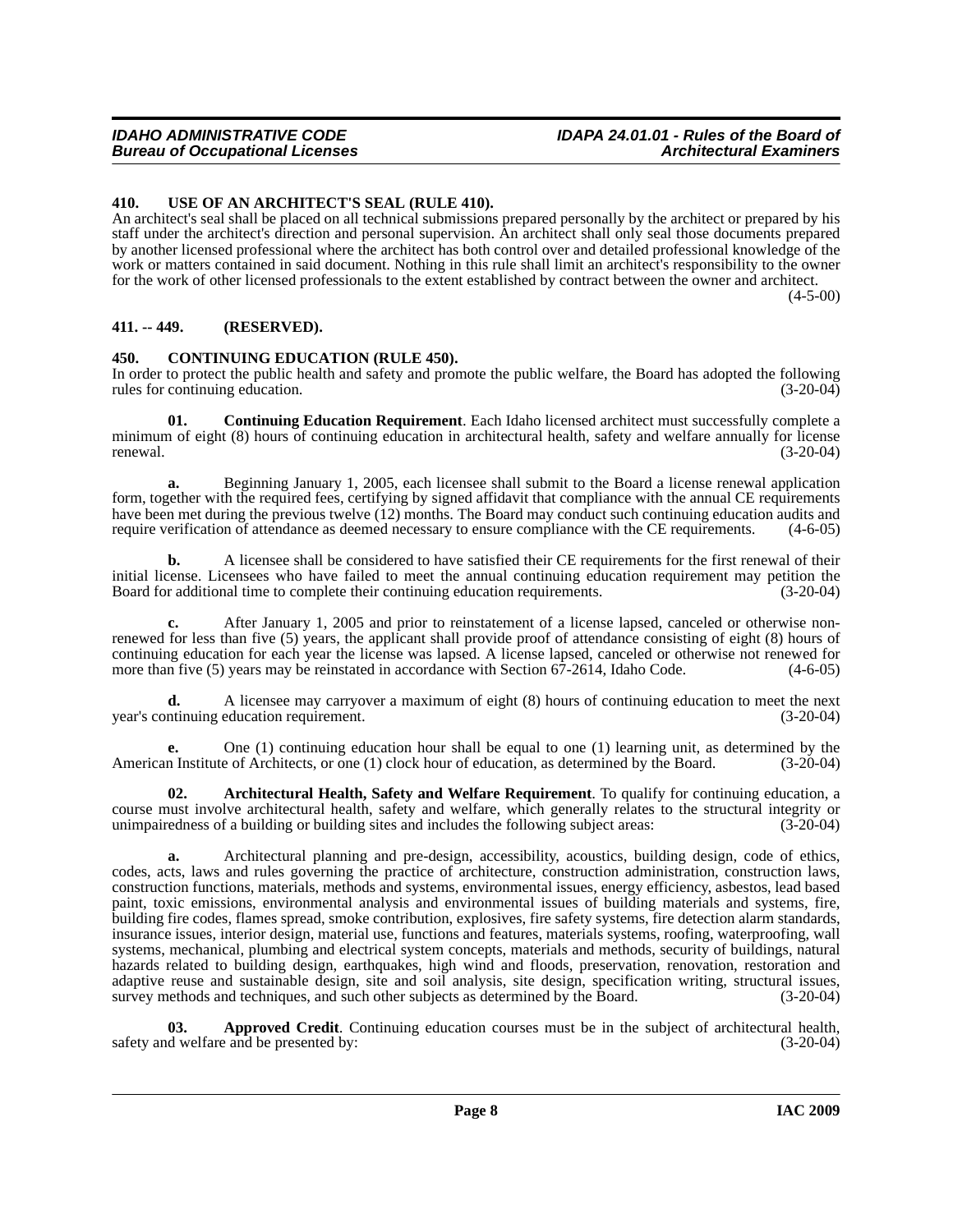### 410. USE OF AN ARCHITECT'S SEAL (RULE 410).

An architect's seal shall be placed on all technical submissions prepared personally by the architect or prepared by his staff under the architect's direction and personal supervision. An architect shall only seal those documents prepared by another licensed professional where the architect has both control over and detailed professional knowledge of the work or matters contained in said document. Nothing in this rule shall limit an architect's responsibility to the owner for the work of other licensed professionals to the extent established by contract between the owner and architect. (4-5-00)

### 411. -- 449. (RESERVED).

### 450. CONTINUING EDUCATION (RULE 450).

In order to protect the public health and safety and promote the public welfare, the Board has adopted the following rules for continuing education. (3-20-04)

**01. Continuing Education Requirement**. Each Idaho licensed architect must successfully complete a minimum of eight (8) hours of continuing education in architectural health, safety and welfare annually for license renewal. (3-20-04)

**a.** Beginning January 1, 2005, each licensee shall submit to the Board a license renewal application form, together with the required fees, certifying by signed affidavit that compliance with the annual CE requirements have been met during the previous twelve (12) months. The Board may conduct such continuing education audits and require verification of attendance as deemed necessary to ensure compliance with the CE requirements. (4-6-05)

**b.** A licensee shall be considered to have satisfied their CE requirements for the first renewal of their initial license. Licensees who have failed to meet the annual continuing education requirement may petition the Board for additional time to complete their continuing education requirements. (3-20-04)

**c.** After January 1, 2005 and prior to reinstatement of a license lapsed, canceled or otherwise non-renewed for less than five (5) years, the applicant shall provide proof of attendance consisting of eight (8) hours of continuing education for each year the license was lapsed. A license lapsed, canceled or otherwise not renewed for more than five (5) years may be reinstated in accordance with Section 67-2614, Idaho Code. (4-6-05)

**d.** A licensee may carryover a maximum of eight (8) hours of continuing education to meet the next year's continuing education requirement. (3-20-04)

**e.** One (1) continuing education hour shall be equal to one (1) learning unit, as determined by the American Institute of Architects, or one (1) clock hour of education, as determined by the Board. (3-20-04)

**02. Architectural Health, Safety and Welfare Requirement**. To qualify for continuing education, a course must involve architectural health, safety and welfare, which generally relates to the structural integrity or unimpairedness of a building or building sites and includes the following subject areas: (3-20-04)

**a.** Architectural planning and pre-design, accessibility, acoustics, building design, code of ethics, codes, acts, laws and rules governing the practice of architecture, construction administration, construction laws, construction functions, materials, methods and systems, environmental issues, energy efficiency, asbestos, lead based paint, toxic emissions, environmental analysis and environmental issues of building materials and systems, fire, building fire codes, flames spread, smoke contribution, explosives, fire safety systems, fire detection alarm standards, insurance issues, interior design, material use, functions and features, materials systems, roofing, waterproofing, wall systems, mechanical, plumbing and electrical system concepts, materials and methods, security of buildings, natural hazards related to building design, earthquakes, high wind and floods, preservation, renovation, restoration and adaptive reuse and sustainable design, site and soil analysis, site design, specification writing, structural issues, survey methods and techniques, and such other subjects as determined by the Board. (3-20-04)

**03. Approved Credit**. Continuing education courses must be in the subject of architectural health, safety and welfare and be presented by: (3-20-04)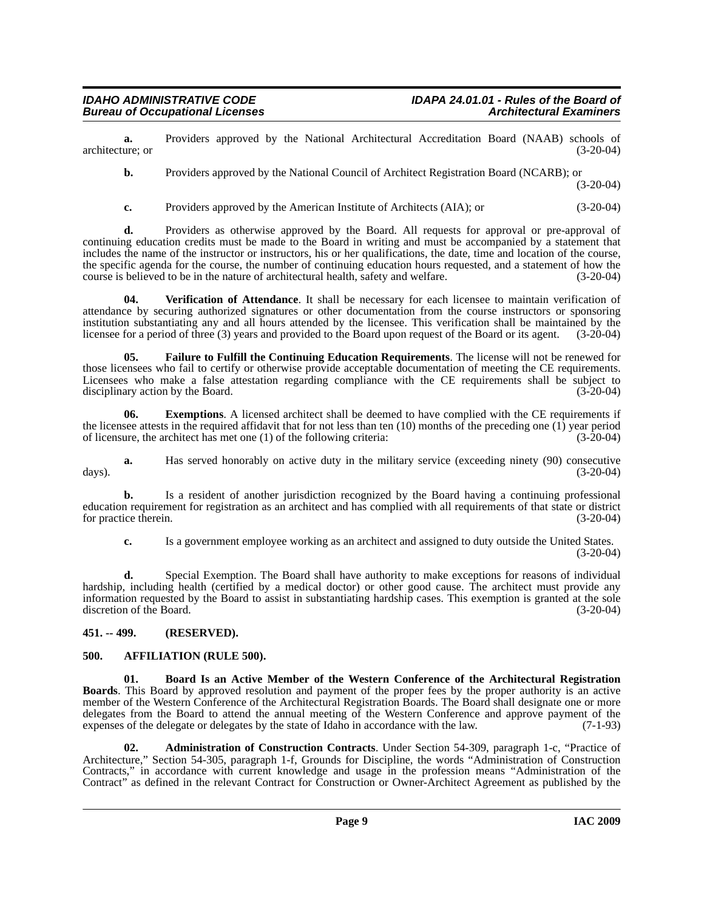**a.** Providers approved by the National Architectural Accreditation Board (NAAB) schools of architecture; or (3-20-04)

**b.** Providers approved by the National Council of Architect Registration Board (NCARB); or (3-20-04)

**c.** Providers approved by the American Institute of Architects (AIA); or (3-20-04)

**d.** Providers as otherwise approved by the Board. All requests for approval or pre-approval of continuing education credits must be made to the Board in writing and must be accompanied by a statement that includes the name of the instructor or instructors, his or her qualifications, the date, time and location of the course, the specific agenda for the course, the number of continuing education hours requested, and a statement of how the course is believed to be in the nature of architectural health, safety and welfare. (3-20-04)

**04. Verification of Attendance**. It shall be necessary for each licensee to maintain verification of attendance by securing authorized signatures or other documentation from the course instructors or sponsoring institution substantiating any and all hours attended by the licensee. This verification shall be maintained by the licensee for a period of three (3) years and provided to the Board upon request of the Board or its agent. (3-20-04)

**05. Failure to Fulfill the Continuing Education Requirements**. The license will not be renewed for those licensees who fail to certify or otherwise provide acceptable documentation of meeting the CE requirements. Licensees who make a false attestation regarding compliance with the CE requirements shall be subject to disciplinary action by the Board. (3-20-04)

**06. Exemptions**. A licensed architect shall be deemed to have complied with the CE requirements if the licensee attests in the required affidavit that for not less than ten (10) months of the preceding one (1) year period of licensure, the architect has met one (1) of the following criteria: (3-20-04)

**a.** Has served honorably on active duty in the military service (exceeding ninety (90) consecutive days). (3-20-04)

**b.** Is a resident of another jurisdiction recognized by the Board having a continuing professional education requirement for registration as an architect and has complied with all requirements of that state or district for practice therein. (3-20-04)

**c.** Is a government employee working as an architect and assigned to duty outside the United States. (3-20-04)

**d.** Special Exemption. The Board shall have authority to make exceptions for reasons of individual hardship, including health (certified by a medical doctor) or other good cause. The architect must provide any information requested by the Board to assist in substantiating hardship cases. This exemption is granted at the sole discretion of the Board. (3-20-04)

## 451. -- 499. (RESERVED).

## 500. AFFILIATION (RULE 500).

**01. Board Is an Active Member of the Western Conference of the Architectural Registration Boards**. This Board by approved resolution and payment of the proper fees by the proper authority is an active member of the Western Conference of the Architectural Registration Boards. The Board shall designate one or more delegates from the Board to attend the annual meeting of the Western Conference and approve payment of the expenses of the delegate or delegates by the state of Idaho in accordance with the law. (7-1-93)

**02. Administration of Construction Contracts**. Under Section 54-309, paragraph 1-c, "Practice of Architecture," Section 54-305, paragraph 1-f, Grounds for Discipline, the words "Administration of Construction Contracts," in accordance with current knowledge and usage in the profession means "Administration of the Contract" as defined in the relevant Contract for Construction or Owner-Architect Agreement as published by the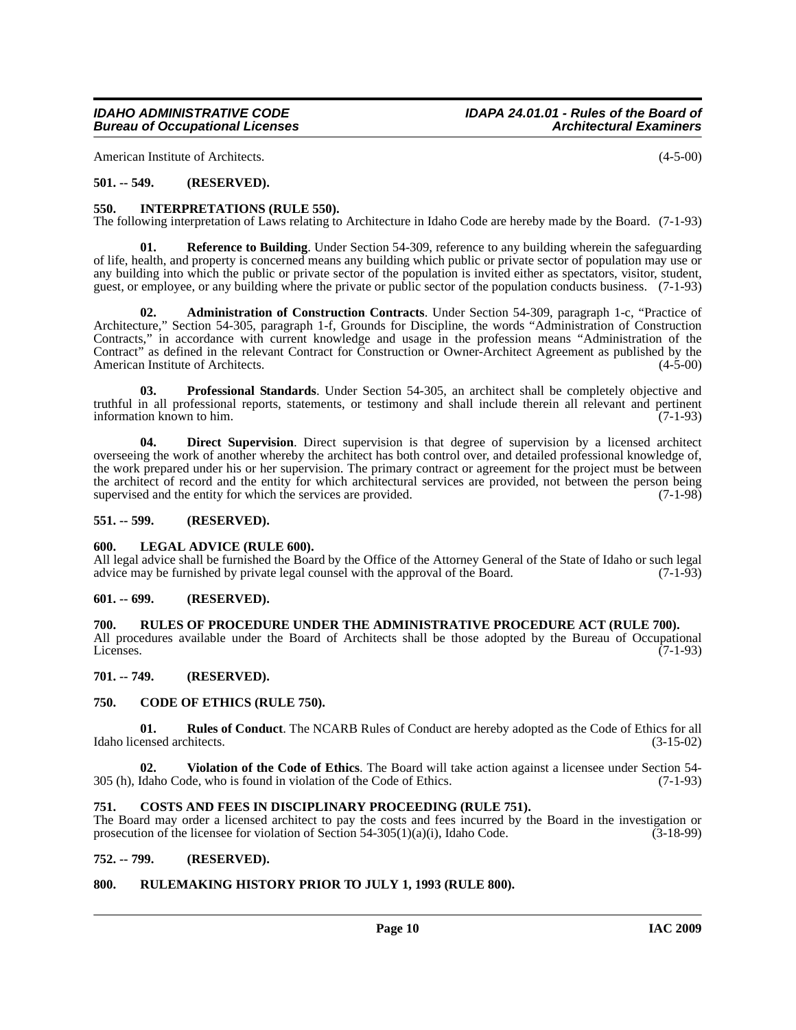American Institute of Architects. (4-5-00)

**501. -- 549. (RESERVED).**

**550. INTERPRETATIONS (RULE 550).**

The following interpretation of Laws relating to Architecture in Idaho Code are hereby made by the Board. (7-1-93)

**01. Reference to Building**. Under Section 54-309, reference to any building wherein the safeguarding of life, health, and property is concerned means any building which public or private sector of population may use or any building into which the public or private sector of the population is invited either as spectators, visitor, student, guest, or employee, or any building where the private or public sector of the population conducts business. (7-1-93)

**02. Administration of Construction Contracts**. Under Section 54-309, paragraph 1-c, "Practice of Architecture," Section 54-305, paragraph 1-f, Grounds for Discipline, the words "Administration of Construction Contracts," in accordance with current knowledge and usage in the profession means "Administration of the Contract" as defined in the relevant Contract for Construction or Owner-Architect Agreement as published by the American Institute of Architects. (4-5-00)

**03. Professional Standards**. Under Section 54-305, an architect shall be completely objective and truthful in all professional reports, statements, or testimony and shall include therein all relevant and pertinent information known to him. (7-1-93)

**04. Direct Supervision**. Direct supervision is that degree of supervision by a licensed architect overseeing the work of another whereby the architect has both control over, and detailed professional knowledge of, the work prepared under his or her supervision. The primary contract or agreement for the project must be between the architect of record and the entity for which architectural services are provided, not between the person being supervised and the entity for which the services are provided. (7-1-98)

**551. -- 599. (RESERVED).**

**600. LEGAL ADVICE (RULE 600).**

All legal advice shall be furnished the Board by the Office of the Attorney General of the State of Idaho or such legal advice may be furnished by private legal counsel with the approval of the Board. (7-1-93)

**601. -- 699. (RESERVED).**

**700. RULES OF PROCEDURE UNDER THE ADMINISTRATIVE PROCEDURE ACT (RULE 700).**

All procedures available under the Board of Architects shall be those adopted by the Bureau of Occupational Licenses. (7-1-93)

**701. -- 749. (RESERVED).**

**750. CODE OF ETHICS (RULE 750).**

**01. Rules of Conduct**. The NCARB Rules of Conduct are hereby adopted as the Code of Ethics for all Idaho licensed architects. (3-15-02)

**02. Violation of the Code of Ethics**. The Board will take action against a licensee under Section 54-305 (h), Idaho Code, who is found in violation of the Code of Ethics. (7-1-93)

**751. COSTS AND FEES IN DISCIPLINARY PROCEEDING (RULE 751).**

The Board may order a licensed architect to pay the costs and fees incurred by the Board in the investigation or prosecution of the licensee for violation of Section 54-305(1)(a)(i), Idaho Code. (3-18-99)

**752. -- 799. (RESERVED).**

**800. RULEMAKING HISTORY PRIOR TO JULY 1, 1993 (RULE 800).**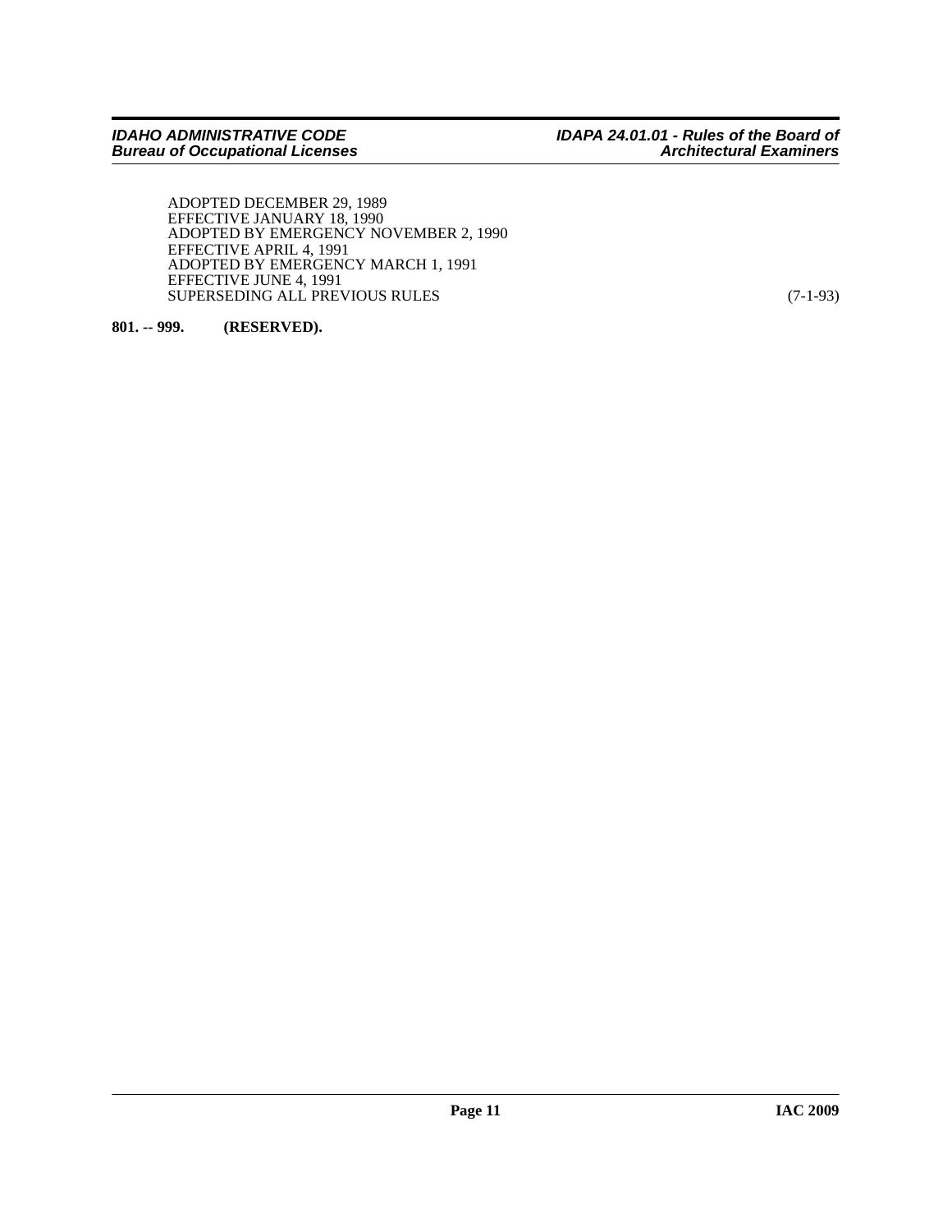ADOPTED DECEMBER 29, 1989
EFFECTIVE JANUARY 18, 1990
ADOPTED BY EMERGENCY NOVEMBER 2, 1990
EFFECTIVE APRIL 4, 1991
ADOPTED BY EMERGENCY MARCH 1, 1991
EFFECTIVE JUNE 4, 1991
SUPERSEDING ALL PREVIOUS RULES (7-1-93)

**801. -- 999. (RESERVED).**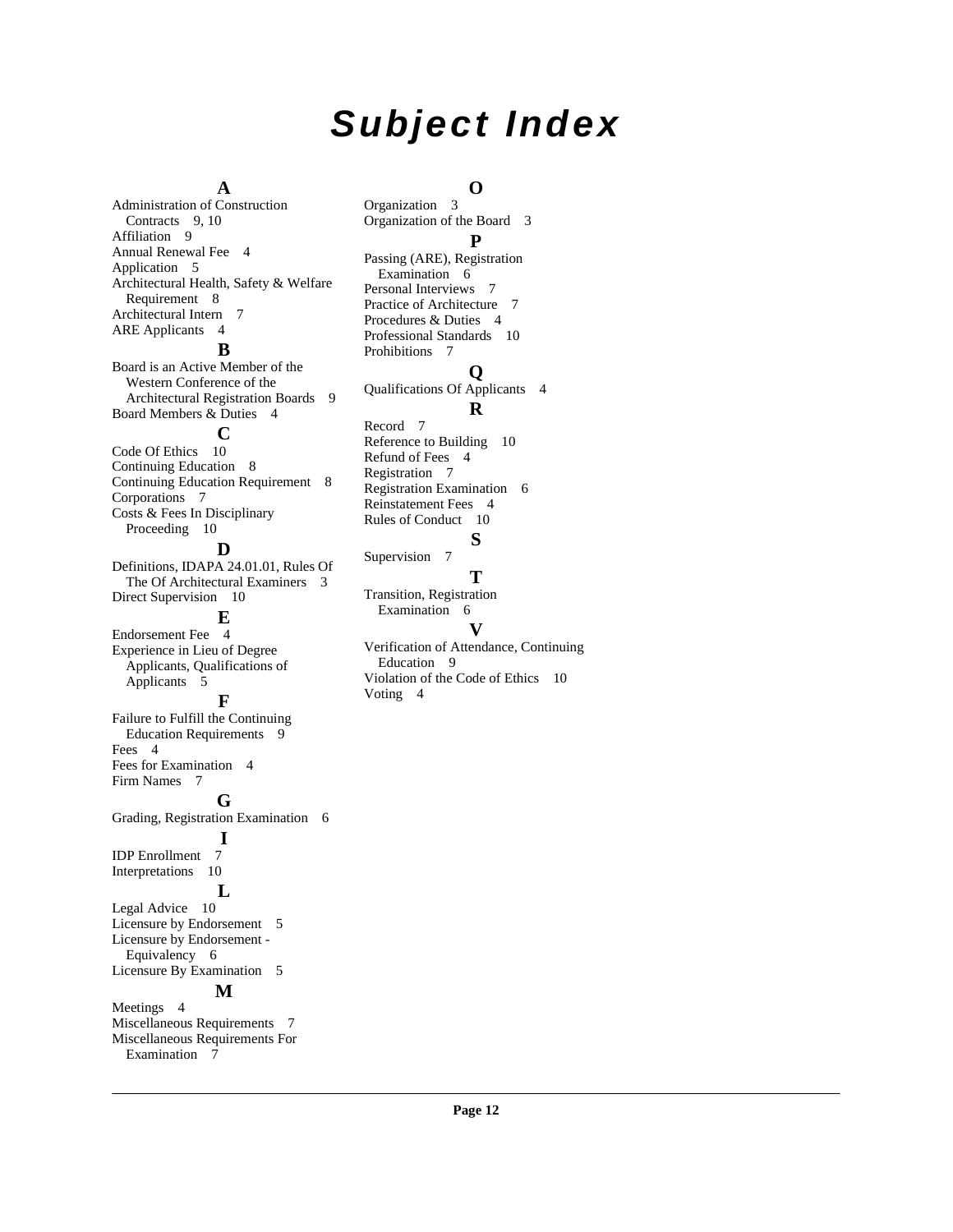# *Subject Index*

**A**

Administration of Construction Contracts 9, 10
Affiliation 9
Annual Renewal Fee 4
Application 5
Architectural Health, Safety & Welfare Requirement 8
Architectural Intern 7
ARE Applicants 4

**B**

Board is an Active Member of the Western Conference of the Architectural Registration Boards 9
Board Members & Duties 4

**C**

Code Of Ethics 10
Continuing Education 8
Continuing Education Requirement 8
Corporations 7
Costs & Fees In Disciplinary Proceeding 10

**D**

Definitions, IDAPA 24.01.01, Rules Of The Of Architectural Examiners 3
Direct Supervision 10

**E**

Endorsement Fee 4
Experience in Lieu of Degree Applicants, Qualifications of Applicants 5

**F**

Failure to Fulfill the Continuing Education Requirements 9
Fees 4
Fees for Examination 4
Firm Names 7

**G**

Grading, Registration Examination 6

**I**

IDP Enrollment 7
Interpretations 10

**L**

Legal Advice 10
Licensure by Endorsement 5
Licensure by Endorsement - Equivalency 6
Licensure By Examination 5

**M**

Meetings 4
Miscellaneous Requirements 7
Miscellaneous Requirements For Examination 7

**O**

Organization 3
Organization of the Board 3

**P**

Passing (ARE), Registration Examination 6
Personal Interviews 7
Practice of Architecture 7
Procedures & Duties 4
Professional Standards 10
Prohibitions 7

**Q**

Qualifications Of Applicants 4

**R**

Record 7
Reference to Building 10
Refund of Fees 4
Registration 7
Registration Examination 6
Reinstatement Fees 4
Rules of Conduct 10

**S**

Supervision 7

**T**

Transition, Registration Examination 6

**V**

Verification of Attendance, Continuing Education 9
Violation of the Code of Ethics 10
Voting 4